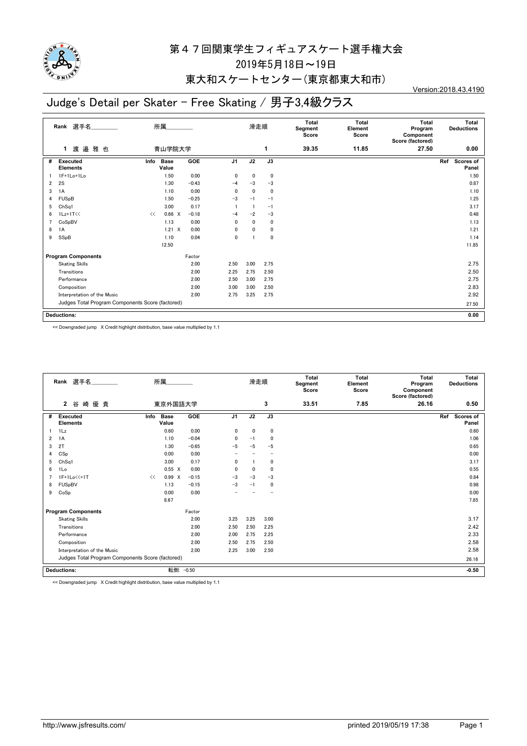# 第４７回関東学生フィギュアスケート選手権大会

2019年5月18日～19日

東大和スケートセンター（東京都東大和市）

Version:2018.43.4190

## Judge's Detail per Skater - Free Skating / 男子3,4級クラス

| Rank | 選手名 | 所属 | 滑走順 | Total Segment Score | Total Element Score | Total Program Component Score (factored) | Total Deductions |
|---|---|---|---|---|---|---|---|
| 1 | 渡 邉 雅 也 | 青山学院大学 | 1 | 39.35 | 11.85 | 27.50 | 0.00 |

| # | Executed Elements | Info | Base Value | GOE | J1 | J2 | J3 | Ref | Scores of Panel |
|---|---|---|---|---|---|---|---|---|---|
| 1 | 1F+1Lo+1Lo | | 1.50 | 0.00 | 0 | 0 | 0 | | 1.50 |
| 2 | 2S | | 1.30 | −0.43 | −4 | −3 | −3 | | 0.87 |
| 3 | 1A | | 1.10 | 0.00 | 0 | 0 | 0 | | 1.10 |
| 4 | FUSpB | | 1.50 | −0.25 | −3 | −1 | −1 | | 1.25 |
| 5 | ChSq1 | | 3.00 | 0.17 | 1 | 1 | −1 | | 3.17 |
| 6 | 1Lz+1T<< | << | 0.66 X | −0.18 | −4 | −2 | −3 | | 0.48 |
| 7 | CoSpBV | | 1.13 | 0.00 | 0 | 0 | 0 | | 1.13 |
| 8 | 1A | | 1.21 X | 0.00 | 0 | 0 | 0 | | 1.21 |
| 9 | SSpB | | 1.10 | 0.04 | 0 | 1 | 0 | | 1.14 |
| | | | 12.50 | | | | | | 11.85 |

| Program Components | Factor | J1 | J2 | J3 | Scores of Panel |
|---|---|---|---|---|---|
| Skating Skills | 2.00 | 2.50 | 3.00 | 2.75 | 2.75 |
| Transitions | 2.00 | 2.25 | 2.75 | 2.50 | 2.50 |
| Performance | 2.00 | 2.50 | 3.00 | 2.75 | 2.75 |
| Composition | 2.00 | 3.00 | 3.00 | 2.50 | 2.83 |
| Interpretation of the Music | 2.00 | 2.75 | 3.25 | 2.75 | 2.92 |
| Judges Total Program Components Score (factored) | | | | | 27.50 |

**Deductions:** 0.00

<< Downgraded jump X Credit highlight distribution, base value multiplied by 1.1

| Rank | 選手名 | 所属 | 滑走順 | Total Segment Score | Total Element Score | Total Program Component Score (factored) | Total Deductions |
|---|---|---|---|---|---|---|---|
| 2 | 谷 崎 優 貴 | 東京外国語大学 | 3 | 33.51 | 7.85 | 26.16 | 0.50 |

| # | Executed Elements | Info | Base Value | GOE | J1 | J2 | J3 | Ref | Scores of Panel |
|---|---|---|---|---|---|---|---|---|---|
| 1 | 1Lz | | 0.60 | 0.00 | 0 | 0 | 0 | | 0.60 |
| 2 | 1A | | 1.10 | −0.04 | 0 | −1 | 0 | | 1.06 |
| 3 | 2T | | 1.30 | −0.65 | −5 | −5 | −5 | | 0.65 |
| 4 | CSp | | 0.00 | 0.00 | − | − | − | | 0.00 |
| 5 | ChSq1 | | 3.00 | 0.17 | 0 | 1 | 0 | | 3.17 |
| 6 | 1Lo | | 0.55 X | 0.00 | 0 | 0 | 0 | | 0.55 |
| 7 | 1F+1Lo<<+1T | << | 0.99 X | −0.15 | −3 | −3 | −3 | | 0.84 |
| 8 | FUSpBV | | 1.13 | −0.15 | −3 | −1 | 0 | | 0.98 |
| 9 | CoSp | | 0.00 | 0.00 | − | − | − | | 0.00 |
| | | | 8.67 | | | | | | 7.85 |

| Program Components | Factor | J1 | J2 | J3 | Scores of Panel |
|---|---|---|---|---|---|
| Skating Skills | 2.00 | 3.25 | 3.25 | 3.00 | 3.17 |
| Transitions | 2.00 | 2.50 | 2.50 | 2.25 | 2.42 |
| Performance | 2.00 | 2.00 | 2.75 | 2.25 | 2.33 |
| Composition | 2.00 | 2.50 | 2.75 | 2.50 | 2.58 |
| Interpretation of the Music | 2.00 | 2.25 | 3.00 | 2.50 | 2.58 |
| Judges Total Program Components Score (factored) | | | | | 26.16 |

**Deductions:** 転倒: −0.50 　 −0.50

<< Downgraded jump X Credit highlight distribution, base value multiplied by 1.1

http://www.jsfresults.com/ 　 printed 2019/05/19 17:38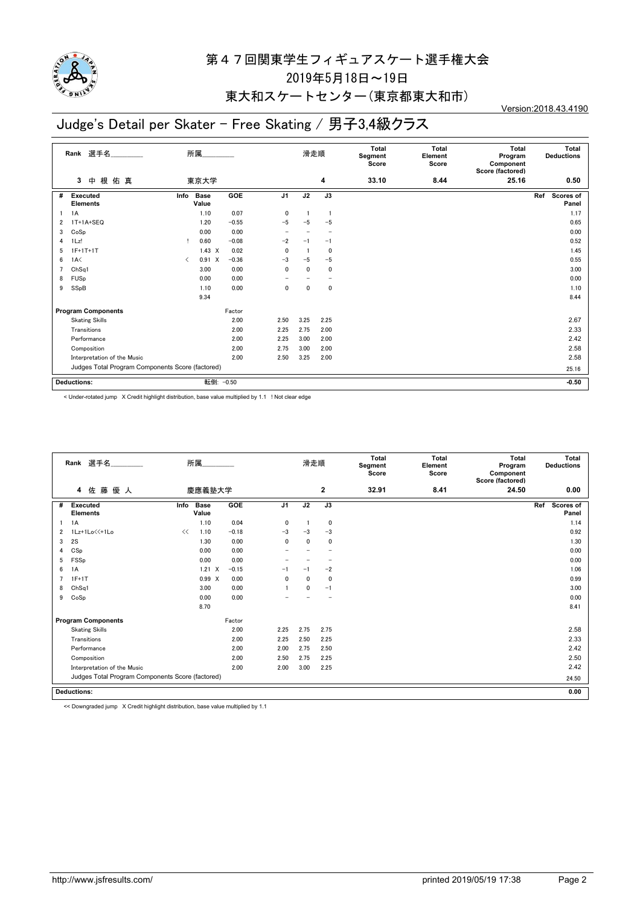# 第４７回関東学生フィギュアスケート選手権大会

2019年5月18日～19日

東大和スケートセンター（東京都東大和市）

Version:2018.43.4190

## Judge's Detail per Skater - Free Skating / 男子3,4級クラス

| Rank | 選手名 | 所属 | 滑走順 | Total Segment Score | Total Element Score | Total Program Component Score (factored) | Total Deductions |
|---|---|---|---|---|---|---|---|
| 3 | 中 根 佑 真 | 東京大学 | 4 | 33.10 | 8.44 | 25.16 | 0.50 |

| # | Executed Elements | Info | Base Value | | GOE | J1 | J2 | J3 | Ref | Scores of Panel |
|---|---|---|---|---|---|---|---|---|---|---|
| 1 | 1A | | 1.10 | | 0.07 | 0 | 1 | 1 | | 1.17 |
| 2 | 1T+1A+SEQ | | 1.20 | | −0.55 | −5 | −5 | −5 | | 0.65 |
| 3 | CoSp | | 0.00 | | 0.00 | − | − | − | | 0.00 |
| 4 | 1Lz! | ! | 0.60 | | −0.08 | −2 | −1 | −1 | | 0.52 |
| 5 | 1F+1T+1T | | 1.43 | X | 0.02 | 0 | 1 | 0 | | 1.45 |
| 6 | 1A< | < | 0.91 | X | −0.36 | −3 | −5 | −5 | | 0.55 |
| 7 | ChSq1 | | 3.00 | | 0.00 | 0 | 0 | 0 | | 3.00 |
| 8 | FUSp | | 0.00 | | 0.00 | − | − | − | | 0.00 |
| 9 | SSpB | | 1.10 | | 0.00 | 0 | 0 | 0 | | 1.10 |
| | | | 9.34 | | | | | | | 8.44 |

| Program Components | Factor | J1 | J2 | J3 | Scores of Panel |
|---|---|---|---|---|---|
| Skating Skills | 2.00 | 2.50 | 3.25 | 2.25 | 2.67 |
| Transitions | 2.00 | 2.25 | 2.75 | 2.00 | 2.33 |
| Performance | 2.00 | 2.25 | 3.00 | 2.00 | 2.42 |
| Composition | 2.00 | 2.75 | 3.00 | 2.00 | 2.58 |
| Interpretation of the Music | 2.00 | 2.50 | 3.25 | 2.00 | 2.58 |
| Judges Total Program Components Score (factored) | | | | | 25.16 |

**Deductions:** 転倒: −0.50 　　**-0.50**

< Under-rotated jump　X Credit highlight distribution, base value multiplied by 1.1　! Not clear edge

| Rank | 選手名 | 所属 | 滑走順 | Total Segment Score | Total Element Score | Total Program Component Score (factored) | Total Deductions |
|---|---|---|---|---|---|---|---|
| 4 | 佐 藤 優 人 | 慶應義塾大学 | 2 | 32.91 | 8.41 | 24.50 | 0.00 |

| # | Executed Elements | Info | Base Value | | GOE | J1 | J2 | J3 | Ref | Scores of Panel |
|---|---|---|---|---|---|---|---|---|---|---|
| 1 | 1A | | 1.10 | | 0.04 | 0 | 1 | 0 | | 1.14 |
| 2 | 1Lz+1Lo<<+1Lo | << | 1.10 | | −0.18 | −3 | −3 | −3 | | 0.92 |
| 3 | 2S | | 1.30 | | 0.00 | 0 | 0 | 0 | | 1.30 |
| 4 | CSp | | 0.00 | | 0.00 | − | − | − | | 0.00 |
| 5 | FSSp | | 0.00 | | 0.00 | − | − | − | | 0.00 |
| 6 | 1A | | 1.21 | X | −0.15 | −1 | −1 | −2 | | 1.06 |
| 7 | 1F+1T | | 0.99 | X | 0.00 | 0 | 0 | 0 | | 0.99 |
| 8 | ChSq1 | | 3.00 | | 0.00 | 1 | 0 | −1 | | 3.00 |
| 9 | CoSp | | 0.00 | | 0.00 | − | − | − | | 0.00 |
| | | | 8.70 | | | | | | | 8.41 |

| Program Components | Factor | J1 | J2 | J3 | Scores of Panel |
|---|---|---|---|---|---|
| Skating Skills | 2.00 | 2.25 | 2.75 | 2.75 | 2.58 |
| Transitions | 2.00 | 2.25 | 2.50 | 2.25 | 2.33 |
| Performance | 2.00 | 2.00 | 2.75 | 2.50 | 2.42 |
| Composition | 2.00 | 2.50 | 2.75 | 2.25 | 2.50 |
| Interpretation of the Music | 2.00 | 2.00 | 3.00 | 2.25 | 2.42 |
| Judges Total Program Components Score (factored) | | | | | 24.50 |

**Deductions:** 　　**0.00**

<< Downgraded jump　X Credit highlight distribution, base value multiplied by 1.1

http://www.jsfresults.com/　　printed 2019/05/19 17:38